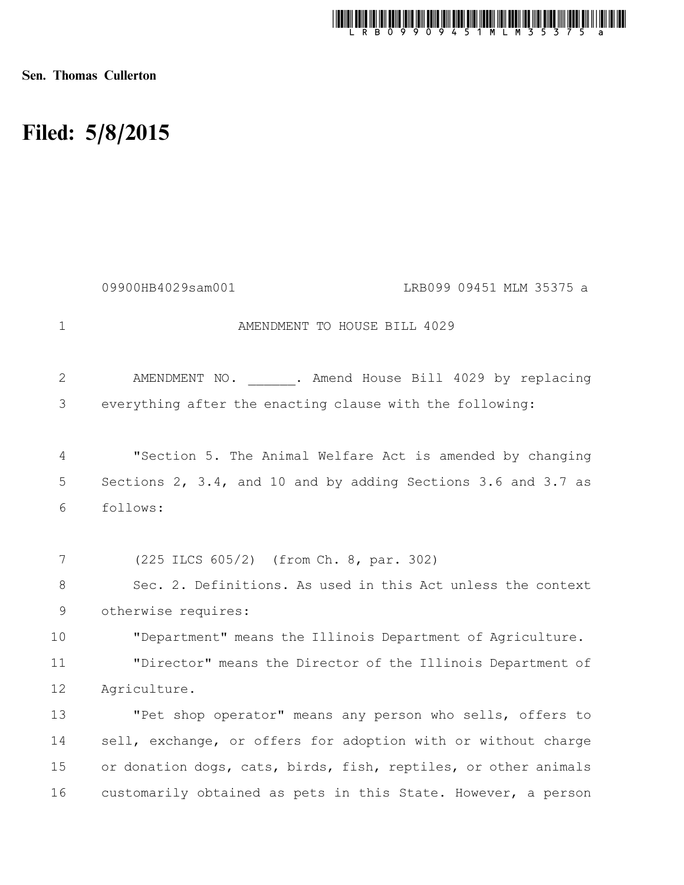Sen. Thomas Cullerton

# Filed: 5/8/2015

09900HB4029sam001 LRB099 09451 MLM 35375 a

AMENDMENT TO HOUSE BILL 4029

AMENDMENT NO. ______. Amend House Bill 4029 by replacing everything after the enacting clause with the following:

"Section 5. The Animal Welfare Act is amended by changing Sections 2, 3.4, and 10 and by adding Sections 3.6 and 3.7 as follows:

(225 ILCS 605/2) (from Ch. 8, par. 302)

Sec. 2. Definitions. As used in this Act unless the context otherwise requires:

"Department" means the Illinois Department of Agriculture.

"Director" means the Director of the Illinois Department of Agriculture.

"Pet shop operator" means any person who sells, offers to sell, exchange, or offers for adoption with or without charge or donation dogs, cats, birds, fish, reptiles, or other animals customarily obtained as pets in this State. However, a person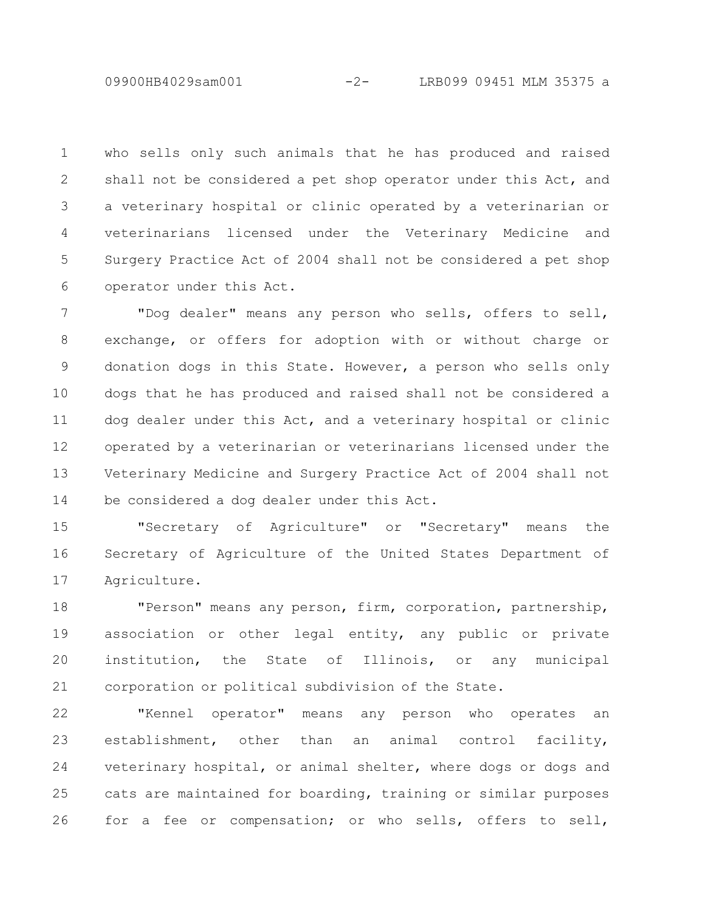who sells only such animals that he has produced and raised shall not be considered a pet shop operator under this Act, and a veterinary hospital or clinic operated by a veterinarian or veterinarians licensed under the Veterinary Medicine and Surgery Practice Act of 2004 shall not be considered a pet shop operator under this Act.

"Dog dealer" means any person who sells, offers to sell, exchange, or offers for adoption with or without charge or donation dogs in this State. However, a person who sells only dogs that he has produced and raised shall not be considered a dog dealer under this Act, and a veterinary hospital or clinic operated by a veterinarian or veterinarians licensed under the Veterinary Medicine and Surgery Practice Act of 2004 shall not be considered a dog dealer under this Act.

"Secretary of Agriculture" or "Secretary" means the Secretary of Agriculture of the United States Department of Agriculture.

"Person" means any person, firm, corporation, partnership, association or other legal entity, any public or private institution, the State of Illinois, or any municipal corporation or political subdivision of the State.

"Kennel operator" means any person who operates an establishment, other than an animal control facility, veterinary hospital, or animal shelter, where dogs or dogs and cats are maintained for boarding, training or similar purposes for a fee or compensation; or who sells, offers to sell,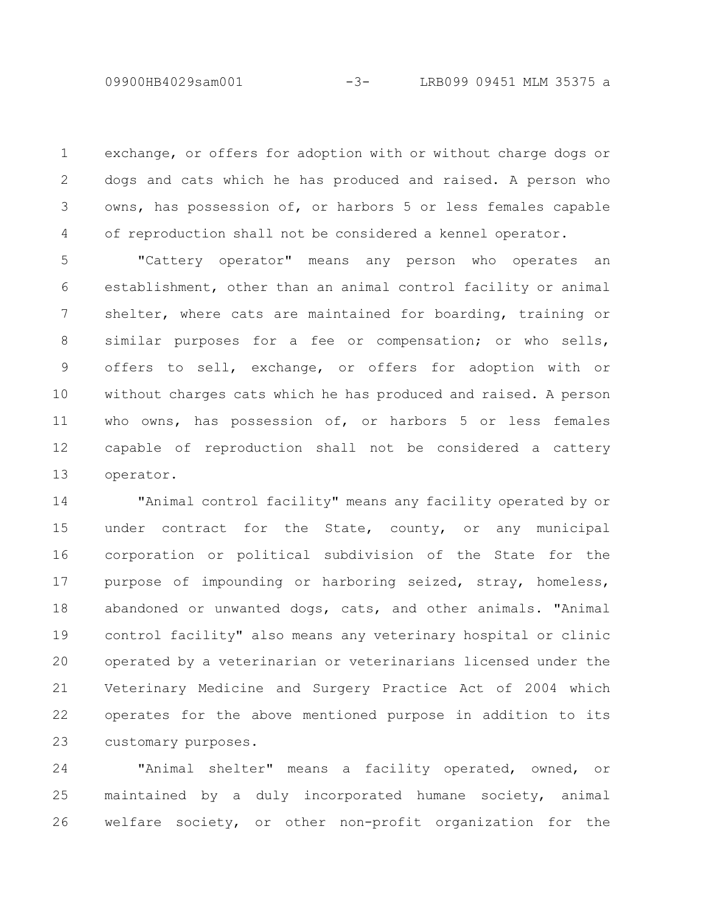exchange, or offers for adoption with or without charge dogs or dogs and cats which he has produced and raised. A person who owns, has possession of, or harbors 5 or less females capable of reproduction shall not be considered a kennel operator.

"Cattery operator" means any person who operates an establishment, other than an animal control facility or animal shelter, where cats are maintained for boarding, training or similar purposes for a fee or compensation; or who sells, offers to sell, exchange, or offers for adoption with or without charges cats which he has produced and raised. A person who owns, has possession of, or harbors 5 or less females capable of reproduction shall not be considered a cattery operator.

"Animal control facility" means any facility operated by or under contract for the State, county, or any municipal corporation or political subdivision of the State for the purpose of impounding or harboring seized, stray, homeless, abandoned or unwanted dogs, cats, and other animals. "Animal control facility" also means any veterinary hospital or clinic operated by a veterinarian or veterinarians licensed under the Veterinary Medicine and Surgery Practice Act of 2004 which operates for the above mentioned purpose in addition to its customary purposes.

"Animal shelter" means a facility operated, owned, or maintained by a duly incorporated humane society, animal welfare society, or other non-profit organization for the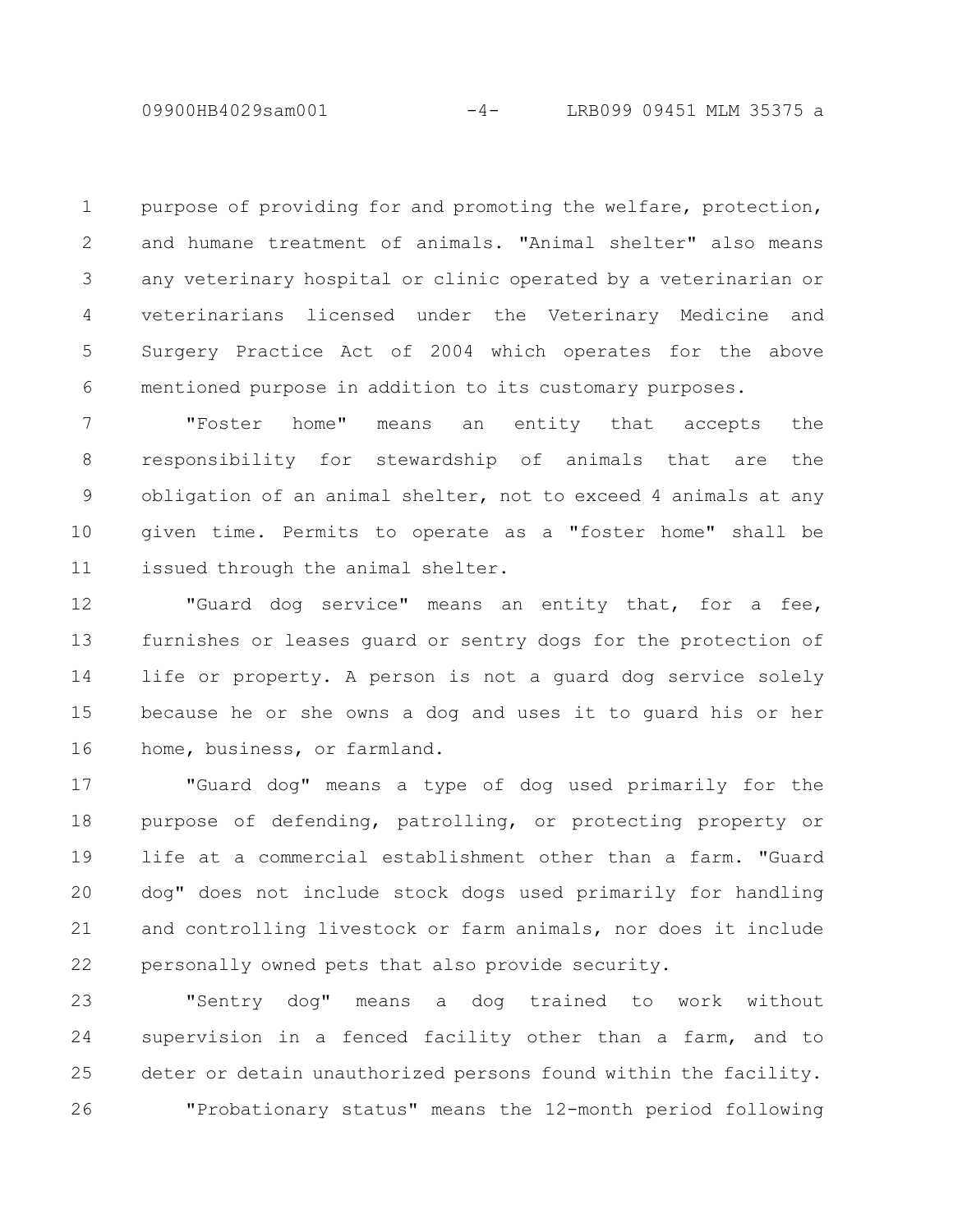purpose of providing for and promoting the welfare, protection, and humane treatment of animals. "Animal shelter" also means any veterinary hospital or clinic operated by a veterinarian or veterinarians licensed under the Veterinary Medicine and Surgery Practice Act of 2004 which operates for the above mentioned purpose in addition to its customary purposes.

"Foster home" means an entity that accepts the responsibility for stewardship of animals that are the obligation of an animal shelter, not to exceed 4 animals at any given time. Permits to operate as a "foster home" shall be issued through the animal shelter.

"Guard dog service" means an entity that, for a fee, furnishes or leases guard or sentry dogs for the protection of life or property. A person is not a guard dog service solely because he or she owns a dog and uses it to guard his or her home, business, or farmland.

"Guard dog" means a type of dog used primarily for the purpose of defending, patrolling, or protecting property or life at a commercial establishment other than a farm. "Guard dog" does not include stock dogs used primarily for handling and controlling livestock or farm animals, nor does it include personally owned pets that also provide security.

"Sentry dog" means a dog trained to work without supervision in a fenced facility other than a farm, and to deter or detain unauthorized persons found within the facility.

"Probationary status" means the 12-month period following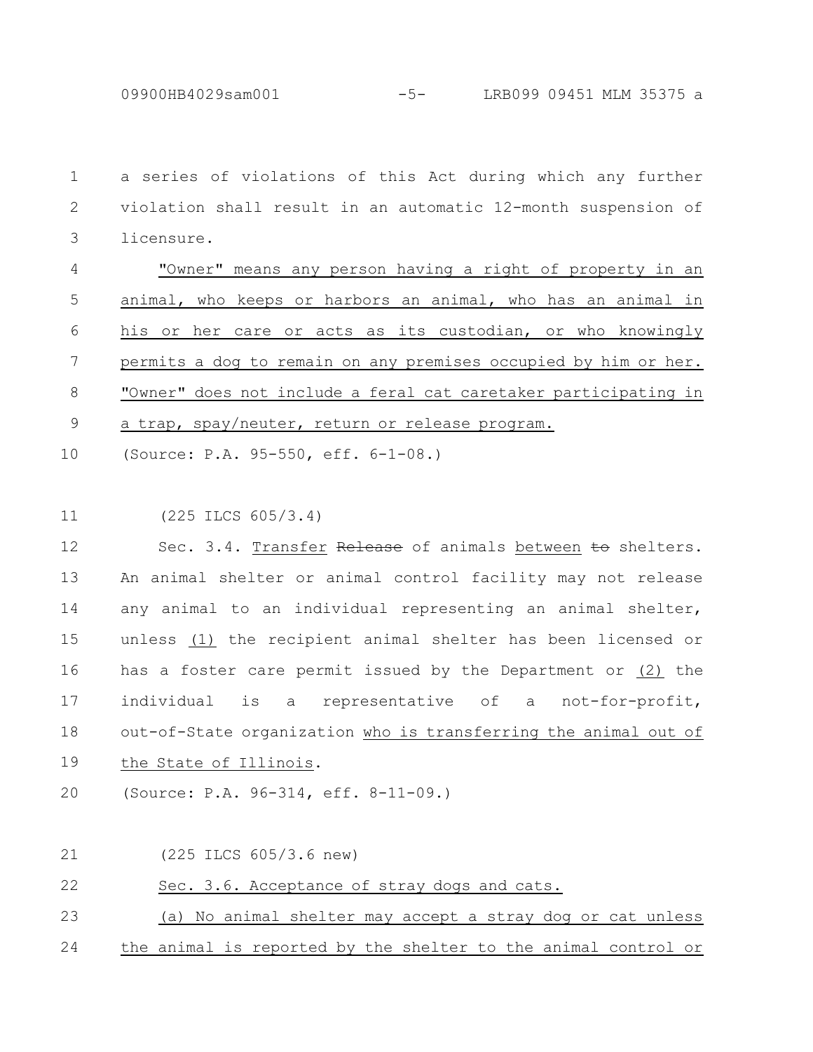a series of violations of this Act during which any further violation shall result in an automatic 12-month suspension of licensure.

"Owner" means any person having a right of property in an animal, who keeps or harbors an animal, who has an animal in his or her care or acts as its custodian, or who knowingly permits a dog to remain on any premises occupied by him or her. "Owner" does not include a feral cat caretaker participating in a trap, spay/neuter, return or release program.

(Source: P.A. 95-550, eff. 6-1-08.)

(225 ILCS 605/3.4)

Sec. 3.4. Transfer ~~Release~~ of animals between ~~to~~ shelters. An animal shelter or animal control facility may not release any animal to an individual representing an animal shelter, unless (1) the recipient animal shelter has been licensed or has a foster care permit issued by the Department or (2) the individual is a representative of a not-for-profit, out-of-State organization who is transferring the animal out of the State of Illinois.

(Source: P.A. 96-314, eff. 8-11-09.)

(225 ILCS 605/3.6 new)

Sec. 3.6. Acceptance of stray dogs and cats.

(a) No animal shelter may accept a stray dog or cat unless the animal is reported by the shelter to the animal control or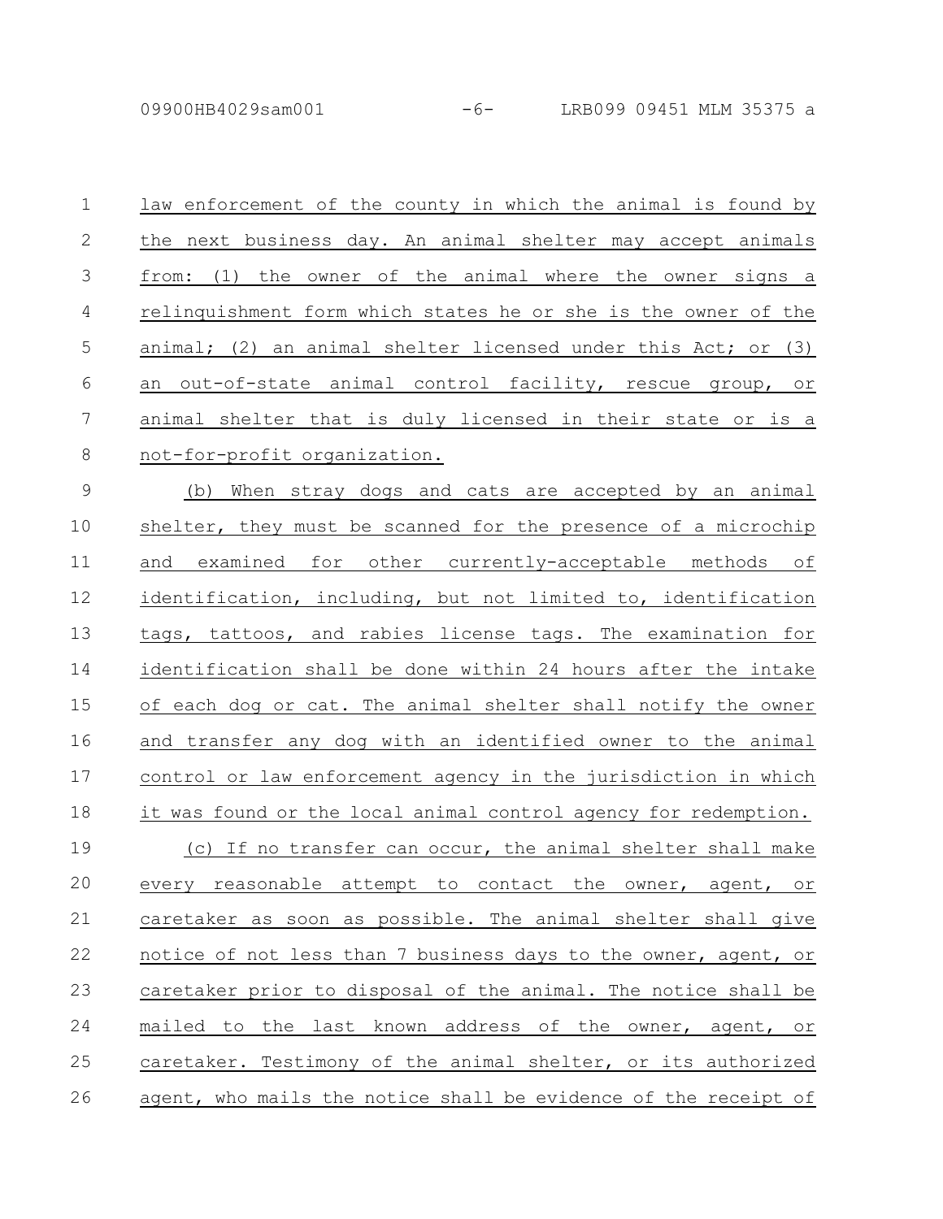law enforcement of the county in which the animal is found by the next business day. An animal shelter may accept animals from: (1) the owner of the animal where the owner signs a relinquishment form which states he or she is the owner of the animal; (2) an animal shelter licensed under this Act; or (3) an out-of-state animal control facility, rescue group, or animal shelter that is duly licensed in their state or is a not-for-profit organization.

(b) When stray dogs and cats are accepted by an animal shelter, they must be scanned for the presence of a microchip and examined for other currently-acceptable methods of identification, including, but not limited to, identification tags, tattoos, and rabies license tags. The examination for identification shall be done within 24 hours after the intake of each dog or cat. The animal shelter shall notify the owner and transfer any dog with an identified owner to the animal control or law enforcement agency in the jurisdiction in which it was found or the local animal control agency for redemption.

(c) If no transfer can occur, the animal shelter shall make every reasonable attempt to contact the owner, agent, or caretaker as soon as possible. The animal shelter shall give notice of not less than 7 business days to the owner, agent, or caretaker prior to disposal of the animal. The notice shall be mailed to the last known address of the owner, agent, or caretaker. Testimony of the animal shelter, or its authorized agent, who mails the notice shall be evidence of the receipt of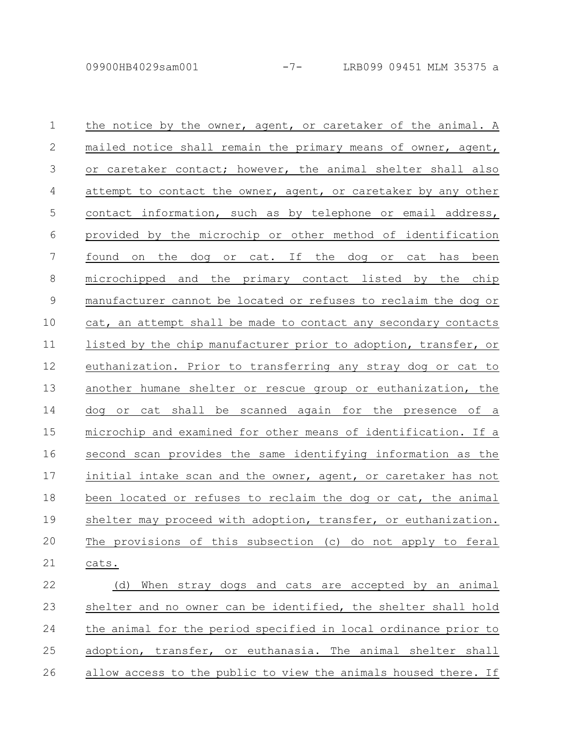the notice by the owner, agent, or caretaker of the animal. A mailed notice shall remain the primary means of owner, agent, or caretaker contact; however, the animal shelter shall also attempt to contact the owner, agent, or caretaker by any other contact information, such as by telephone or email address, provided by the microchip or other method of identification found on the dog or cat. If the dog or cat has been microchipped and the primary contact listed by the chip manufacturer cannot be located or refuses to reclaim the dog or cat, an attempt shall be made to contact any secondary contacts listed by the chip manufacturer prior to adoption, transfer, or euthanization. Prior to transferring any stray dog or cat to another humane shelter or rescue group or euthanization, the dog or cat shall be scanned again for the presence of a microchip and examined for other means of identification. If a second scan provides the same identifying information as the initial intake scan and the owner, agent, or caretaker has not been located or refuses to reclaim the dog or cat, the animal shelter may proceed with adoption, transfer, or euthanization. The provisions of this subsection (c) do not apply to feral cats.

(d) When stray dogs and cats are accepted by an animal shelter and no owner can be identified, the shelter shall hold the animal for the period specified in local ordinance prior to adoption, transfer, or euthanasia. The animal shelter shall allow access to the public to view the animals housed there. If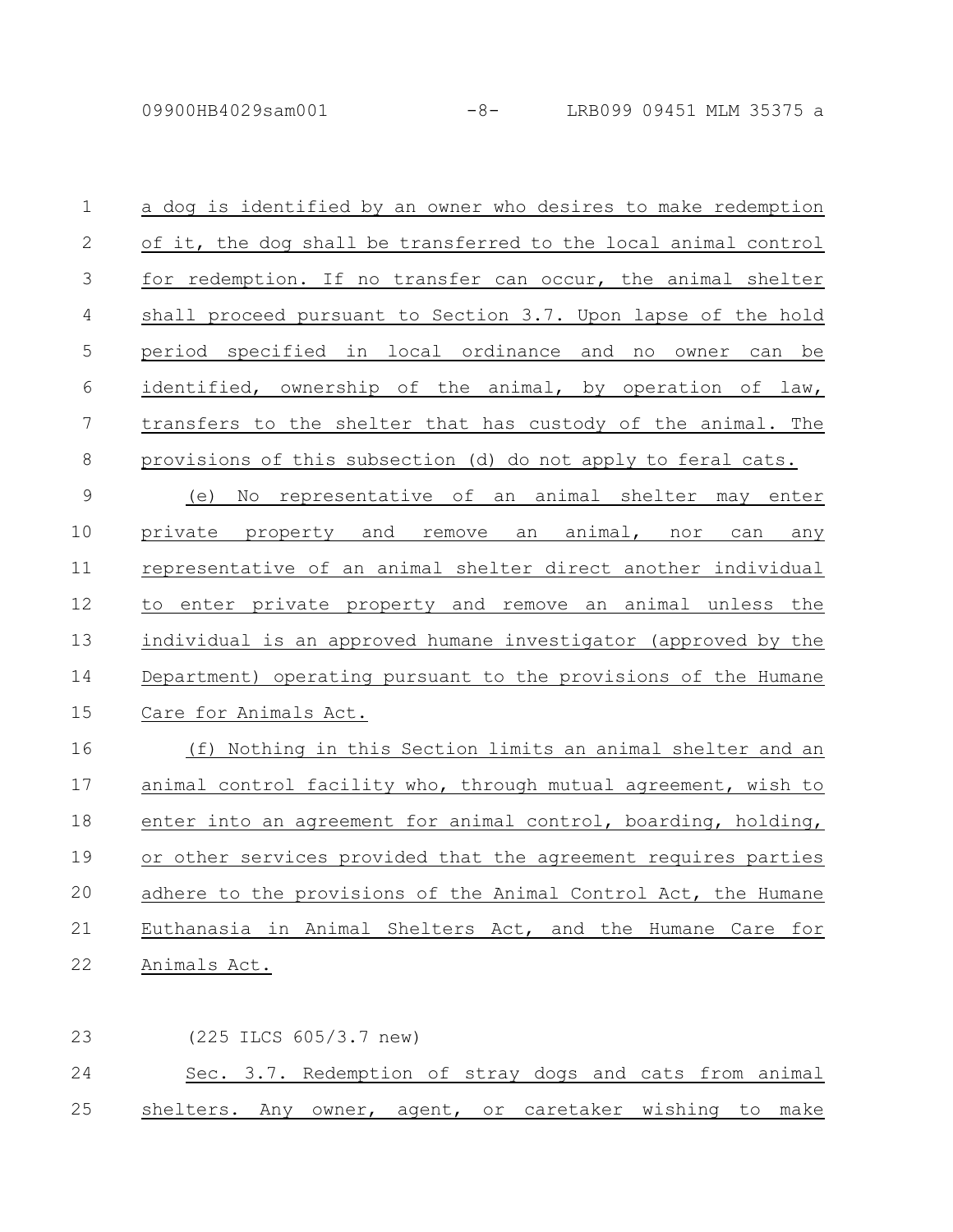a dog is identified by an owner who desires to make redemption of it, the dog shall be transferred to the local animal control for redemption. If no transfer can occur, the animal shelter shall proceed pursuant to Section 3.7. Upon lapse of the hold period specified in local ordinance and no owner can be identified, ownership of the animal, by operation of law, transfers to the shelter that has custody of the animal. The provisions of this subsection (d) do not apply to feral cats.

(e) No representative of an animal shelter may enter private property and remove an animal, nor can any representative of an animal shelter direct another individual to enter private property and remove an animal unless the individual is an approved humane investigator (approved by the Department) operating pursuant to the provisions of the Humane Care for Animals Act.

(f) Nothing in this Section limits an animal shelter and an animal control facility who, through mutual agreement, wish to enter into an agreement for animal control, boarding, holding, or other services provided that the agreement requires parties adhere to the provisions of the Animal Control Act, the Humane Euthanasia in Animal Shelters Act, and the Humane Care for Animals Act.

(225 ILCS 605/3.7 new)

Sec. 3.7. Redemption of stray dogs and cats from animal shelters. Any owner, agent, or caretaker wishing to make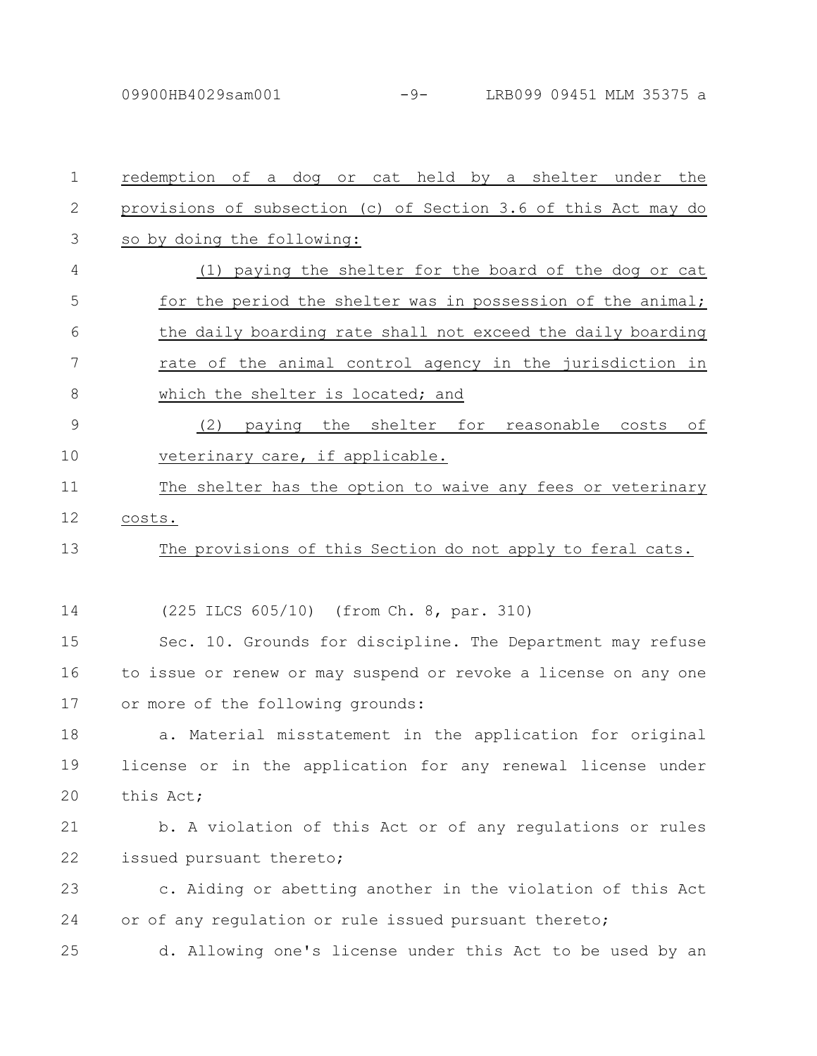redemption of a dog or cat held by a shelter under the provisions of subsection (c) of Section 3.6 of this Act may do so by doing the following:

(1) paying the shelter for the board of the dog or cat for the period the shelter was in possession of the animal; the daily boarding rate shall not exceed the daily boarding rate of the animal control agency in the jurisdiction in which the shelter is located; and

(2) paying the shelter for reasonable costs of veterinary care, if applicable.

The shelter has the option to waive any fees or veterinary costs.

The provisions of this Section do not apply to feral cats.

(225 ILCS 605/10) (from Ch. 8, par. 310)

Sec. 10. Grounds for discipline. The Department may refuse to issue or renew or may suspend or revoke a license on any one or more of the following grounds:

a. Material misstatement in the application for original license or in the application for any renewal license under this Act;

b. A violation of this Act or of any regulations or rules issued pursuant thereto;

c. Aiding or abetting another in the violation of this Act or of any regulation or rule issued pursuant thereto;

d. Allowing one's license under this Act to be used by an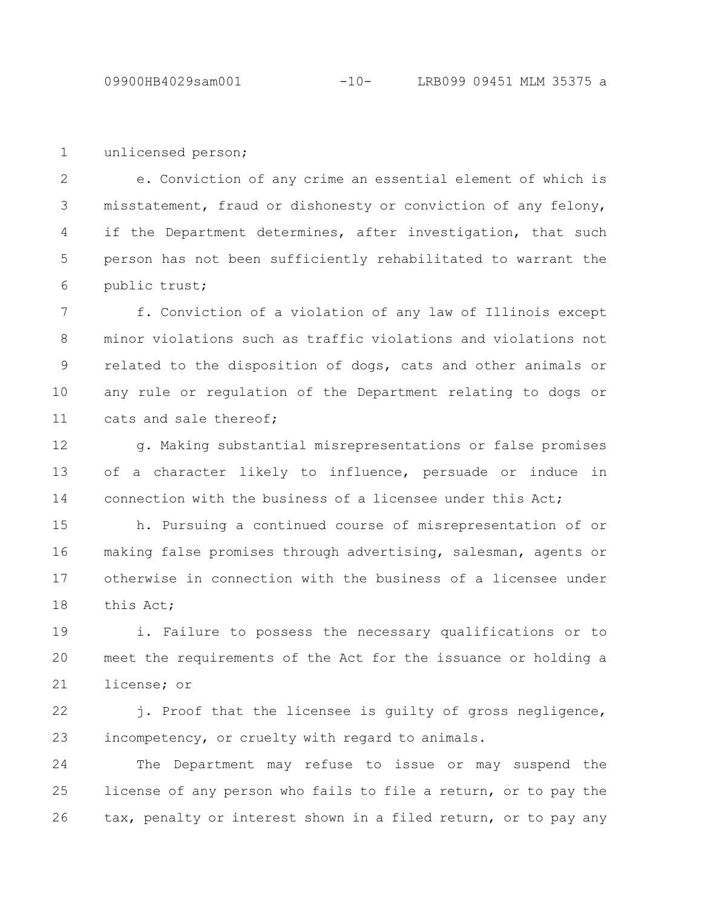unlicensed person;

e. Conviction of any crime an essential element of which is misstatement, fraud or dishonesty or conviction of any felony, if the Department determines, after investigation, that such person has not been sufficiently rehabilitated to warrant the public trust;

f. Conviction of a violation of any law of Illinois except minor violations such as traffic violations and violations not related to the disposition of dogs, cats and other animals or any rule or regulation of the Department relating to dogs or cats and sale thereof;

g. Making substantial misrepresentations or false promises of a character likely to influence, persuade or induce in connection with the business of a licensee under this Act;

h. Pursuing a continued course of misrepresentation of or making false promises through advertising, salesman, agents or otherwise in connection with the business of a licensee under this Act;

i. Failure to possess the necessary qualifications or to meet the requirements of the Act for the issuance or holding a license; or

j. Proof that the licensee is guilty of gross negligence, incompetency, or cruelty with regard to animals.

The Department may refuse to issue or may suspend the license of any person who fails to file a return, or to pay the tax, penalty or interest shown in a filed return, or to pay any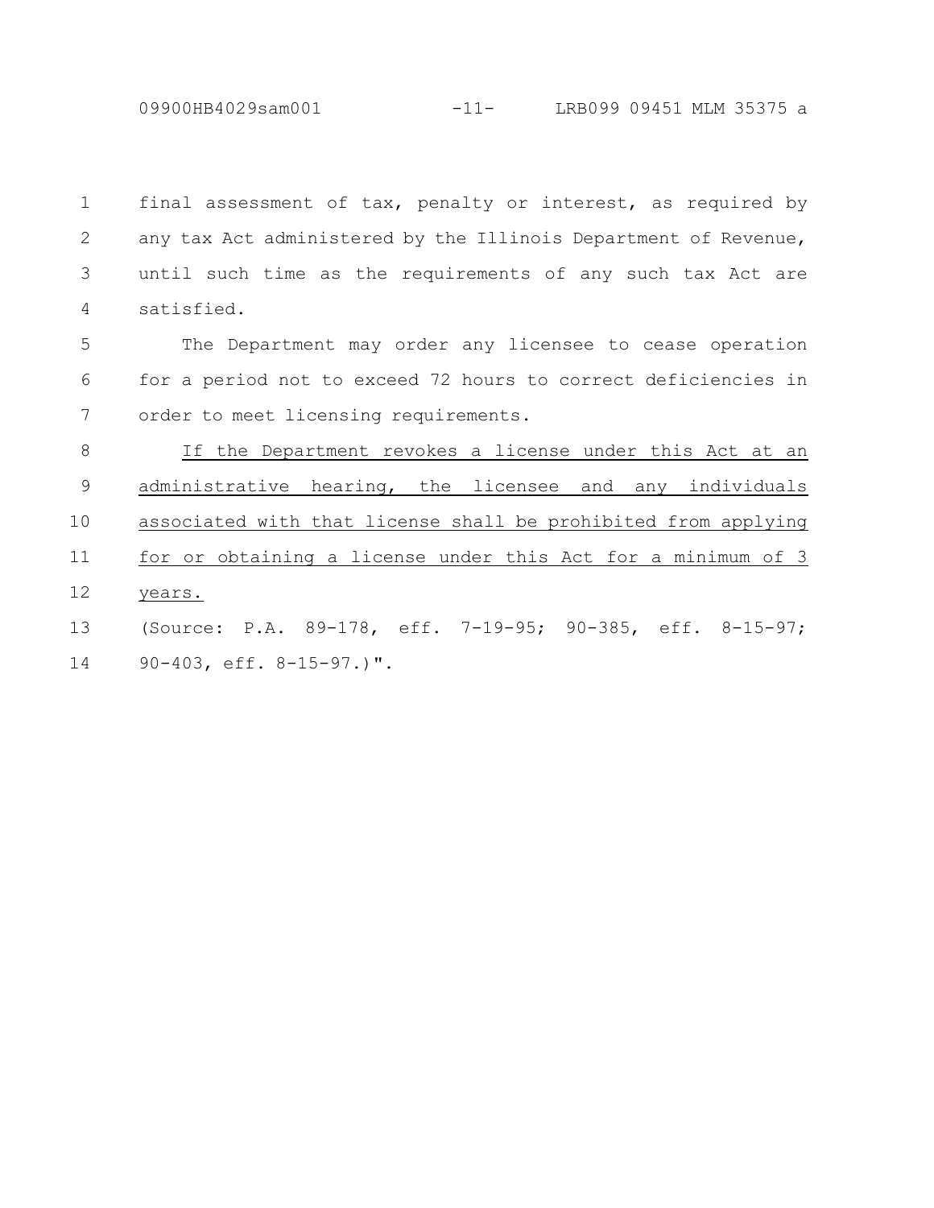final assessment of tax, penalty or interest, as required by any tax Act administered by the Illinois Department of Revenue, until such time as the requirements of any such tax Act are satisfied.

The Department may order any licensee to cease operation for a period not to exceed 72 hours to correct deficiencies in order to meet licensing requirements.

<u>If the Department revokes a license under this Act at an administrative hearing, the licensee and any individuals associated with that license shall be prohibited from applying for or obtaining a license under this Act for a minimum of 3 years.</u>

(Source: P.A. 89-178, eff. 7-19-95; 90-385, eff. 8-15-97; 90-403, eff. 8-15-97.)".